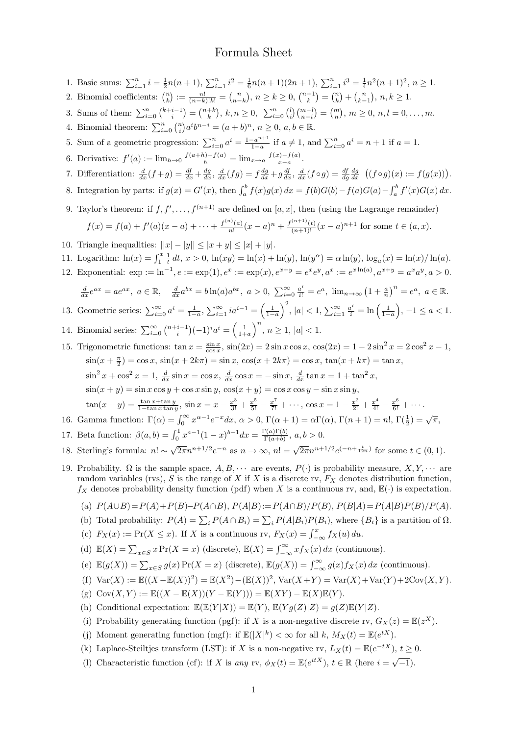# Formula Sheet

1. Basic sums: $\sum_{i=1}^n i = \frac{1}{2}n(n+1)$, $\sum_{i=1}^n i^2 = \frac{1}{6}n(n+1)(2n+1)$, $\sum_{i=1}^n i^3 = \frac{1}{4}n^2(n+1)^2$, $n \geq 1$.
2. Binomial coefficients: $\binom{n}{k} := \frac{n!}{(n-k)!k!} = \binom{n}{n-k}$, $n \geq k \geq 0$, $\binom{n+1}{k} = \binom{n}{k} + \binom{n}{k-1}$, $n, k \geq 1$.
3. Sums of them: $\sum_{i=0}^n \binom{k+i-1}{i} = \binom{n+k}{k}$, $k, n \geq 0$, $\sum_{i=0}^n \binom{l}{i}\binom{m-l}{n-i} = \binom{m}{n}$, $m \geq 0$, $n, l = 0, \ldots, m$.
4. Binomial theorem: $\sum_{i=0}^n \binom{n}{i} a^i b^{n-i} = (a+b)^n$, $n \geq 0$, $a, b \in \mathbb{R}$.
5. Sum of a geometric progression: $\sum_{i=0}^n a^i = \frac{1-a^{n+1}}{1-a}$ if $a \neq 1$, and $\sum_{i=0}^n a^i = n+1$ if $a = 1$.
6. Derivative: $f'(a) := \lim_{h \to 0} \frac{f(a+h)-f(a)}{h} = \lim_{x \to a} \frac{f(x)-f(a)}{x-a}$.
7. Differentiation: $\frac{d}{dx}(f+g) = \frac{df}{dx} + \frac{dg}{dx}$, $\frac{d}{dx}(fg) = f\frac{dg}{dx} + g\frac{df}{dx}$, $\frac{d}{dx}(f \circ g) = \frac{df}{dg}\frac{dg}{dx}$ $\big((f \circ g)(x) := f(g(x))\big)$.
8. Integration by parts: if $g(x) = G'(x)$, then $\int_a^b f(x)g(x)\,dx = f(b)G(b) - f(a)G(a) - \int_a^b f'(x)G(x)\,dx$.
9. Taylor's theorem: if $f, f', \ldots, f^{(n+1)}$ are defined on $[a, x]$, then (using the Lagrange remainder)
$$f(x) = f(a) + f'(a)(x-a) + \cdots + \frac{f^{(n)}(a)}{n!}(x-a)^n + \frac{f^{(n+1)}(t)}{(n+1)!}(x-a)^{n+1} \text{ for some } t \in (a, x).$$
10. Triangle inequalities: $||x| - |y|| \leq |x+y| \leq |x| + |y|$.
11. Logarithm: $\ln(x) = \int_1^x \frac{1}{t}\,dt$, $x > 0$, $\ln(xy) = \ln(x) + \ln(y)$, $\ln(y^\alpha) = \alpha \ln(y)$, $\log_a(x) = \ln(x)/\ln(a)$.
12. Exponential: $\exp := \ln^{-1}$, $e := \exp(1)$, $e^x := \exp(x)$, $e^{x+y} = e^x e^y$, $a^x := e^{x\ln(a)}$, $a^{x+y} = a^x a^y$, $a > 0$.
$\frac{d}{dx}e^{ax} = ae^{ax}$, $a \in \mathbb{R}$, $\frac{d}{dx}a^{bx} = b\ln(a)a^{bx}$, $a > 0$, $\sum_{i=0}^\infty \frac{a^i}{i!} = e^a$, $\lim_{n\to\infty}\left(1 + \frac{a}{n}\right)^n = e^a$, $a \in \mathbb{R}$.
13. Geometric series: $\sum_{i=0}^\infty a^i = \frac{1}{1-a}$, $\sum_{i=1}^\infty ia^{i-1} = \left(\frac{1}{1-a}\right)^2$, $|a| < 1$, $\sum_{i=1}^\infty \frac{a^i}{i} = \ln\left(\frac{1}{1-a}\right)$, $-1 \leq a < 1$.
14. Binomial series: $\sum_{i=0}^\infty \binom{n+i-1}{i}(-1)^i a^i = \left(\frac{1}{1+a}\right)^n$, $n \geq 1$, $|a| < 1$.
15. Trigonometric functions: $\tan x = \frac{\sin x}{\cos x}$, $\sin(2x) = 2\sin x \cos x$, $\cos(2x) = 1 - 2\sin^2 x = 2\cos^2 x - 1$,
$\sin(x + \frac{\pi}{2}) = \cos x$, $\sin(x + 2k\pi) = \sin x$, $\cos(x + 2k\pi) = \cos x$, $\tan(x + k\pi) = \tan x$,
$\sin^2 x + \cos^2 x = 1$, $\frac{d}{dx}\sin x = \cos x$, $\frac{d}{dx}\cos x = -\sin x$, $\frac{d}{dx}\tan x = 1 + \tan^2 x$,
$\sin(x+y) = \sin x \cos y + \cos x \sin y$, $\cos(x+y) = \cos x \cos y - \sin x \sin y$,
$\tan(x+y) = \frac{\tan x + \tan y}{1 - \tan x \tan y}$, $\sin x = x - \frac{x^3}{3!} + \frac{x^5}{5!} - \frac{x^7}{7!} + \cdots$, $\cos x = 1 - \frac{x^2}{2!} + \frac{x^4}{4!} - \frac{x^6}{6!} + \cdots$.
16. Gamma function: $\Gamma(\alpha) = \int_0^\infty x^{\alpha-1}e^{-x}dx$, $\alpha > 0$, $\Gamma(\alpha+1) = \alpha\Gamma(\alpha)$, $\Gamma(n+1) = n!$, $\Gamma(\frac{1}{2}) = \sqrt{\pi}$.
17. Beta function: $\beta(a,b) = \int_0^1 x^{a-1}(1-x)^{b-1}dx = \frac{\Gamma(a)\Gamma(b)}{\Gamma(a+b)}$, $a, b > 0$.
18. Sterling's formula: $n! \sim \sqrt{2\pi}n^{n+1/2}e^{-n}$ as $n \to \infty$, $n! = \sqrt{2\pi}n^{n+1/2}e^{(-n+\frac{t}{12n})}$ for some $t \in (0,1)$.
19. Probability. $\Omega$ is the sample space, $A, B, \cdots$ are events, $P(\cdot)$ is probability measure, $X, Y, \cdots$ are random variables (rvs), $S$ is the range of $X$ if $X$ is a discrete rv, $F_X$ denotes distribution function, $f_X$ denotes probability density function (pdf) when $X$ is a continuous rv, and, $\mathbb{E}(\cdot)$ is expectation.
   - (a) $P(A \cup B) = P(A) + P(B) - P(A \cap B)$, $P(A|B) := P(A \cap B)/P(B)$, $P(B|A) = P(A|B)P(B)/P(A)$.
   - (b) Total probability: $P(A) = \sum_i P(A \cap B_i) = \sum_i P(A|B_i)P(B_i)$, where $\{B_i\}$ is a partition of $\Omega$.
   - (c) $F_X(x) := \Pr(X \leq x)$. If $X$ is a continuous rv, $F_X(x) = \int_{-\infty}^x f_X(u)\,du$.
   - (d) $\mathbb{E}(X) = \sum_{x \in S} x \Pr(X = x)$ (discrete), $\mathbb{E}(X) = \int_{-\infty}^\infty x f_X(x)\,dx$ (continuous).
   - (e) $\mathbb{E}(g(X)) = \sum_{x \in S} g(x)\Pr(X = x)$ (discrete), $\mathbb{E}(g(X)) = \int_{-\infty}^\infty g(x)f_X(x)\,dx$ (continuous).
   - (f) $\text{Var}(X) := \mathbb{E}((X - \mathbb{E}(X))^2) = \mathbb{E}(X^2) - (\mathbb{E}(X))^2$, $\text{Var}(X+Y) = \text{Var}(X) + \text{Var}(Y) + 2\text{Cov}(X,Y)$.
   - (g) $\text{Cov}(X,Y) := \mathbb{E}((X - \mathbb{E}(X))(Y - \mathbb{E}(Y))) = \mathbb{E}(XY) - \mathbb{E}(X)\mathbb{E}(Y)$.
   - (h) Conditional expectation: $\mathbb{E}(\mathbb{E}(Y|X)) = \mathbb{E}(Y)$, $\mathbb{E}(Yg(Z)|Z) = g(Z)\mathbb{E}(Y|Z)$.
   - (i) Probability generating function (pgf): if $X$ is a non-negative discrete rv, $G_X(z) = \mathbb{E}(z^X)$.
   - (j) Moment generating function (mgf): if $\mathbb{E}(|X|^k) < \infty$ for all $k$, $M_X(t) = \mathbb{E}(e^{tX})$.
   - (k) Laplace-Steiltjes transform (LST): if $X$ is a non-negative rv, $L_X(t) = \mathbb{E}(e^{-tX})$, $t \geq 0$.
   - (l) Characteristic function (cf): if $X$ is *any* rv, $\phi_X(t) = \mathbb{E}(e^{itX})$, $t \in \mathbb{R}$ (here $i = \sqrt{-1}$).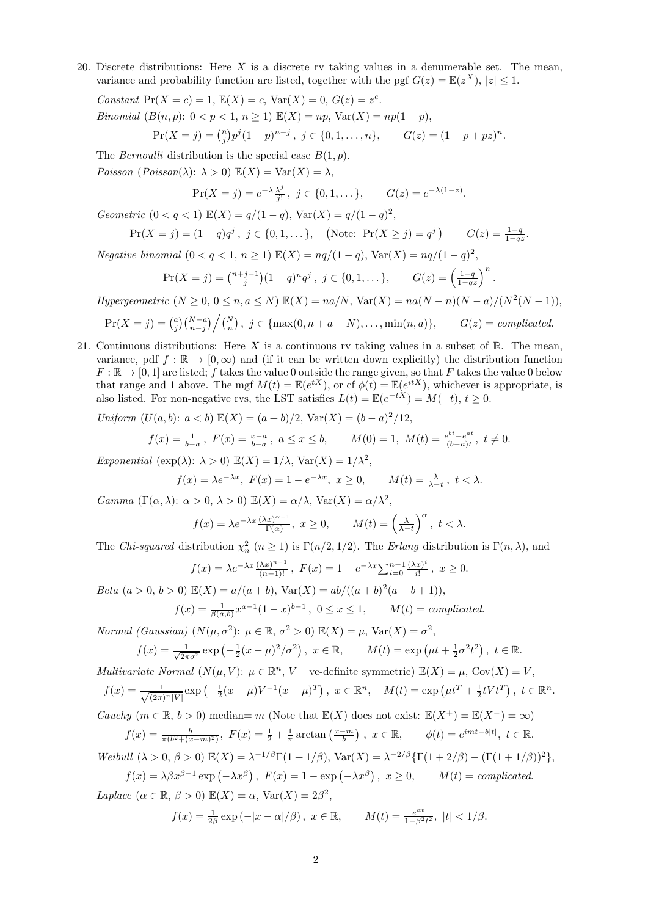20. Discrete distributions: Here $X$ is a discrete rv taking values in a denumerable set. The mean, variance and probability function are listed, together with the pgf $G(z) = \mathbb{E}(z^X)$, $|z| \leq 1$.

    *Constant* $\Pr(X = c) = 1$, $\mathbb{E}(X) = c$, $\text{Var}(X) = 0$, $G(z) = z^c$.

    *Binomial* ($B(n,p)$: $0 < p < 1$, $n \geq 1$) $\mathbb{E}(X) = np$, $\text{Var}(X) = np(1-p)$,

    $$\Pr(X = j) = \binom{n}{j} p^j (1-p)^{n-j}, \; j \in \{0, 1, \ldots, n\}, \qquad G(z) = (1 - p + pz)^n.$$

    The *Bernoulli* distribution is the special case $B(1,p)$.

    *Poisson* ($Poisson(\lambda)$: $\lambda > 0$) $\mathbb{E}(X) = \text{Var}(X) = \lambda$,

    $$\Pr(X = j) = e^{-\lambda} \frac{\lambda^j}{j!}, \; j \in \{0, 1, \ldots\}, \qquad G(z) = e^{-\lambda(1-z)}.$$

    *Geometric* ($0 < q < 1$) $\mathbb{E}(X) = q/(1-q)$, $\text{Var}(X) = q/(1-q)^2$,

    $$\Pr(X = j) = (1-q)q^j, \; j \in \{0, 1, \ldots\}, \quad \left(\text{Note: } \Pr(X \geq j) = q^j\right) \qquad G(z) = \frac{1-q}{1-qz}.$$

    *Negative binomial* ($0 < q < 1$, $n \geq 1$) $\mathbb{E}(X) = nq/(1-q)$, $\text{Var}(X) = nq/(1-q)^2$,

    $$\Pr(X = j) = \binom{n+j-1}{j}(1-q)^n q^j, \; j \in \{0, 1, \ldots\}, \qquad G(z) = \left(\frac{1-q}{1-qz}\right)^n.$$

    *Hypergeometric* ($N \geq 0$, $0 \leq n, a \leq N$) $\mathbb{E}(X) = na/N$, $\text{Var}(X) = na(N-n)(N-a)/(N^2(N-1))$,

    $$\Pr(X = j) = \binom{a}{j}\binom{N-a}{n-j} \Big/ \binom{N}{n}, \; j \in \{\max(0, n+a-N), \ldots, \min(n,a)\}, \qquad G(z) = \textit{complicated}.$$

21. Continuous distributions: Here $X$ is a continuous rv taking values in a subset of $\mathbb{R}$. The mean, variance, pdf $f : \mathbb{R} \to [0, \infty)$ and (if it can be written down explicitly) the distribution function $F : \mathbb{R} \to [0,1]$ are listed; $f$ takes the value 0 outside the range given, so that $F$ takes the value 0 below that range and 1 above. The mgf $M(t) = \mathbb{E}(e^{tX})$, or cf $\phi(t) = \mathbb{E}(e^{itX})$, whichever is appropriate, is also listed. For non-negative rvs, the LST satisfies $L(t) = \mathbb{E}(e^{-tX}) = M(-t)$, $t \geq 0$.

    *Uniform* ($U(a,b)$: $a < b$) $\mathbb{E}(X) = (a+b)/2$, $\text{Var}(X) = (b-a)^2/12$,

    $$f(x) = \frac{1}{b-a}, \; F(x) = \frac{x-a}{b-a}, \; a \leq x \leq b, \qquad M(0) = 1, \; M(t) = \frac{e^{bt} - e^{at}}{(b-a)t}, \; t \neq 0.$$

    *Exponential* ($\exp(\lambda)$: $\lambda > 0$) $\mathbb{E}(X) = 1/\lambda$, $\text{Var}(X) = 1/\lambda^2$,

    $$f(x) = \lambda e^{-\lambda x}, \; F(x) = 1 - e^{-\lambda x}, \; x \geq 0, \qquad M(t) = \frac{\lambda}{\lambda - t}, \; t < \lambda.$$

    *Gamma* ($\Gamma(\alpha, \lambda)$: $\alpha > 0$, $\lambda > 0$) $\mathbb{E}(X) = \alpha/\lambda$, $\text{Var}(X) = \alpha/\lambda^2$,

    $$f(x) = \lambda e^{-\lambda x} \frac{(\lambda x)^{\alpha - 1}}{\Gamma(\alpha)}, \; x \geq 0, \qquad M(t) = \left(\frac{\lambda}{\lambda - t}\right)^\alpha, \; t < \lambda.$$

    The *Chi-squared* distribution $\chi^2_n$ ($n \geq 1$) is $\Gamma(n/2, 1/2)$. The *Erlang* distribution is $\Gamma(n, \lambda)$, and

    $$f(x) = \lambda e^{-\lambda x} \frac{(\lambda x)^{n-1}}{(n-1)!}, \; F(x) = 1 - e^{-\lambda x} \sum_{i=0}^{n-1} \frac{(\lambda x)^i}{i!}, \; x \geq 0.$$

    *Beta* ($a > 0$, $b > 0$) $\mathbb{E}(X) = a/(a+b)$, $\text{Var}(X) = ab/((a+b)^2(a+b+1))$,

    $$f(x) = \frac{1}{\beta(a,b)} x^{a-1}(1-x)^{b-1}, \; 0 \leq x \leq 1, \qquad M(t) = \textit{complicated}.$$

    *Normal (Gaussian)* ($N(\mu, \sigma^2)$: $\mu \in \mathbb{R}$, $\sigma^2 > 0$) $\mathbb{E}(X) = \mu$, $\text{Var}(X) = \sigma^2$,

    $$f(x) = \frac{1}{\sqrt{2\pi\sigma^2}} \exp\left(-\tfrac{1}{2}(x-\mu)^2/\sigma^2\right), \; x \in \mathbb{R}, \qquad M(t) = \exp\left(\mu t + \tfrac{1}{2}\sigma^2 t^2\right), \; t \in \mathbb{R}.$$

    *Multivariate Normal* ($N(\mu, V)$: $\mu \in \mathbb{R}^n$, $V$ +ve-definite symmetric) $\mathbb{E}(X) = \mu$, $\text{Cov}(X) = V$,

    $$f(x) = \frac{1}{\sqrt{(2\pi)^n |V|}} \exp\left(-\tfrac{1}{2}(x-\mu)V^{-1}(x-\mu)^T\right), \; x \in \mathbb{R}^n, \quad M(t) = \exp\left(\mu t^T + \tfrac{1}{2} t V t^T\right), \; t \in \mathbb{R}^n.$$

    *Cauchy* ($m \in \mathbb{R}$, $b > 0$) median$= m$ (Note that $\mathbb{E}(X)$ does not exist: $\mathbb{E}(X^+) = \mathbb{E}(X^-) = \infty$)

    $$f(x) = \frac{b}{\pi(b^2 + (x-m)^2)}, \; F(x) = \frac{1}{2} + \frac{1}{\pi}\arctan\left(\frac{x-m}{b}\right), \; x \in \mathbb{R}, \qquad \phi(t) = e^{imt - b|t|}, \; t \in \mathbb{R}.$$

    *Weibull* ($\lambda > 0$, $\beta > 0$) $\mathbb{E}(X) = \lambda^{-1/\beta}\Gamma(1 + 1/\beta)$, $\text{Var}(X) = \lambda^{-2/\beta}\{\Gamma(1 + 2/\beta) - (\Gamma(1 + 1/\beta))^2\}$,

    $$f(x) = \lambda\beta x^{\beta-1}\exp\left(-\lambda x^\beta\right), \; F(x) = 1 - \exp\left(-\lambda x^\beta\right), \; x \geq 0, \qquad M(t) = \textit{complicated}.$$

    *Laplace* ($\alpha \in \mathbb{R}$, $\beta > 0$) $\mathbb{E}(X) = \alpha$, $\text{Var}(X) = 2\beta^2$,

    $$f(x) = \frac{1}{2\beta}\exp\left(-|x - \alpha|/\beta\right), \; x \in \mathbb{R}, \qquad M(t) = \frac{e^{\alpha t}}{1 - \beta^2 t^2}, \; |t| < 1/\beta.$$